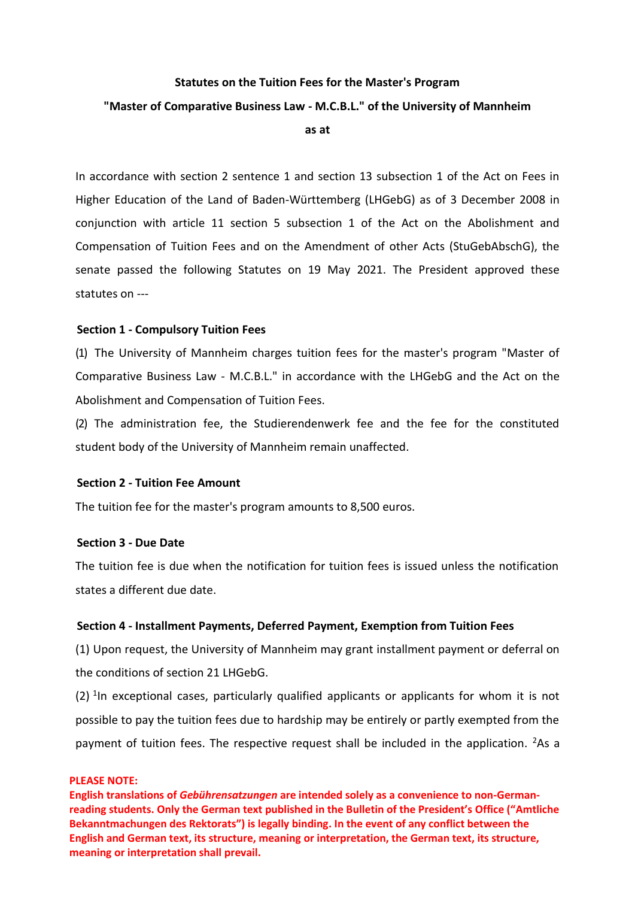# Statutes on the Tuition Fees for the Master's Program

# "Master of Comparative Business Law - M.C.B.L." of the University of Mannheim

# as at

In accordance with section 2 sentence 1 and section 13 subsection 1 of the Act on Fees in Higher Education of the Land of Baden-Württemberg (LHGebG) as of 3 December 2008 in conjunction with article 11 section 5 subsection 1 of the Act on the Abolishment and Compensation of Tuition Fees and on the Amendment of other Acts (StuGebAbschG), the senate passed the following Statutes on 19 May 2021. The President approved these statutes on ---

**Section 1 - Compulsory Tuition Fees**

(1) The University of Mannheim charges tuition fees for the master's program "Master of Comparative Business Law - M.C.B.L." in accordance with the LHGebG and the Act on the Abolishment and Compensation of Tuition Fees.

(2) The administration fee, the Studierendenwerk fee and the fee for the constituted student body of the University of Mannheim remain unaffected.

**Section 2 - Tuition Fee Amount**

The tuition fee for the master's program amounts to 8,500 euros.

**Section 3 - Due Date**

The tuition fee is due when the notification for tuition fees is issued unless the notification states a different due date.

**Section 4 - Installment Payments, Deferred Payment, Exemption from Tuition Fees**

(1) Upon request, the University of Mannheim may grant installment payment or deferral on the conditions of section 21 LHGebG.

(2) [1]In exceptional cases, particularly qualified applicants or applicants for whom it is not possible to pay the tuition fees due to hardship may be entirely or partly exempted from the payment of tuition fees. The respective request shall be included in the application. [2]As a

**PLEASE NOTE:**
**English translations of *Gebührensatzungen* are intended solely as a convenience to non-German-reading students. Only the German text published in the Bulletin of the President's Office ("Amtliche Bekanntmachungen des Rektorats") is legally binding. In the event of any conflict between the English and German text, its structure, meaning or interpretation, the German text, its structure, meaning or interpretation shall prevail.**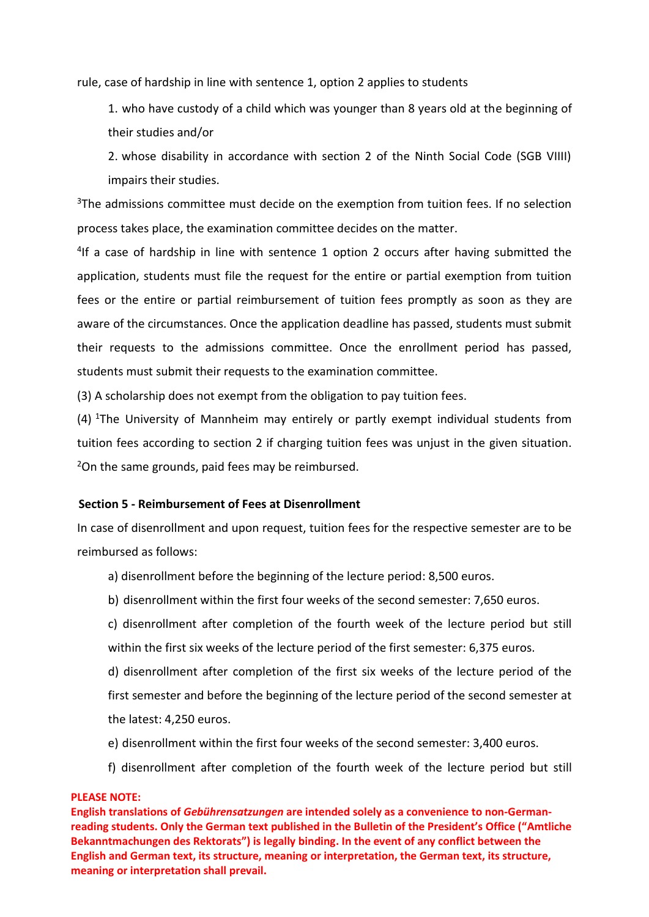rule, case of hardship in line with sentence 1, option 2 applies to students

1. who have custody of a child which was younger than 8 years old at the beginning of their studies and/or
2. whose disability in accordance with section 2 of the Ninth Social Code (SGB VIIII) impairs their studies.

[3]The admissions committee must decide on the exemption from tuition fees. If no selection process takes place, the examination committee decides on the matter.

[4]If a case of hardship in line with sentence 1 option 2 occurs after having submitted the application, students must file the request for the entire or partial exemption from tuition fees or the entire or partial reimbursement of tuition fees promptly as soon as they are aware of the circumstances. Once the application deadline has passed, students must submit their requests to the admissions committee. Once the enrollment period has passed, students must submit their requests to the examination committee.

(3) A scholarship does not exempt from the obligation to pay tuition fees.

(4) [1]The University of Mannheim may entirely or partly exempt individual students from tuition fees according to section 2 if charging tuition fees was unjust in the given situation. [2]On the same grounds, paid fees may be reimbursed.

**Section 5 - Reimbursement of Fees at Disenrollment**

In case of disenrollment and upon request, tuition fees for the respective semester are to be reimbursed as follows:

a) disenrollment before the beginning of the lecture period: 8,500 euros.

b) disenrollment within the first four weeks of the second semester: 7,650 euros.

c) disenrollment after completion of the fourth week of the lecture period but still within the first six weeks of the lecture period of the first semester: 6,375 euros.

d) disenrollment after completion of the first six weeks of the lecture period of the first semester and before the beginning of the lecture period of the second semester at the latest: 4,250 euros.

e) disenrollment within the first four weeks of the second semester: 3,400 euros.

f) disenrollment after completion of the fourth week of the lecture period but still

**PLEASE NOTE:**
**English translations of *Gebührensatzungen* are intended solely as a convenience to non-German-reading students. Only the German text published in the Bulletin of the President's Office ("Amtliche Bekanntmachungen des Rektorats") is legally binding. In the event of any conflict between the English and German text, its structure, meaning or interpretation, the German text, its structure, meaning or interpretation shall prevail.**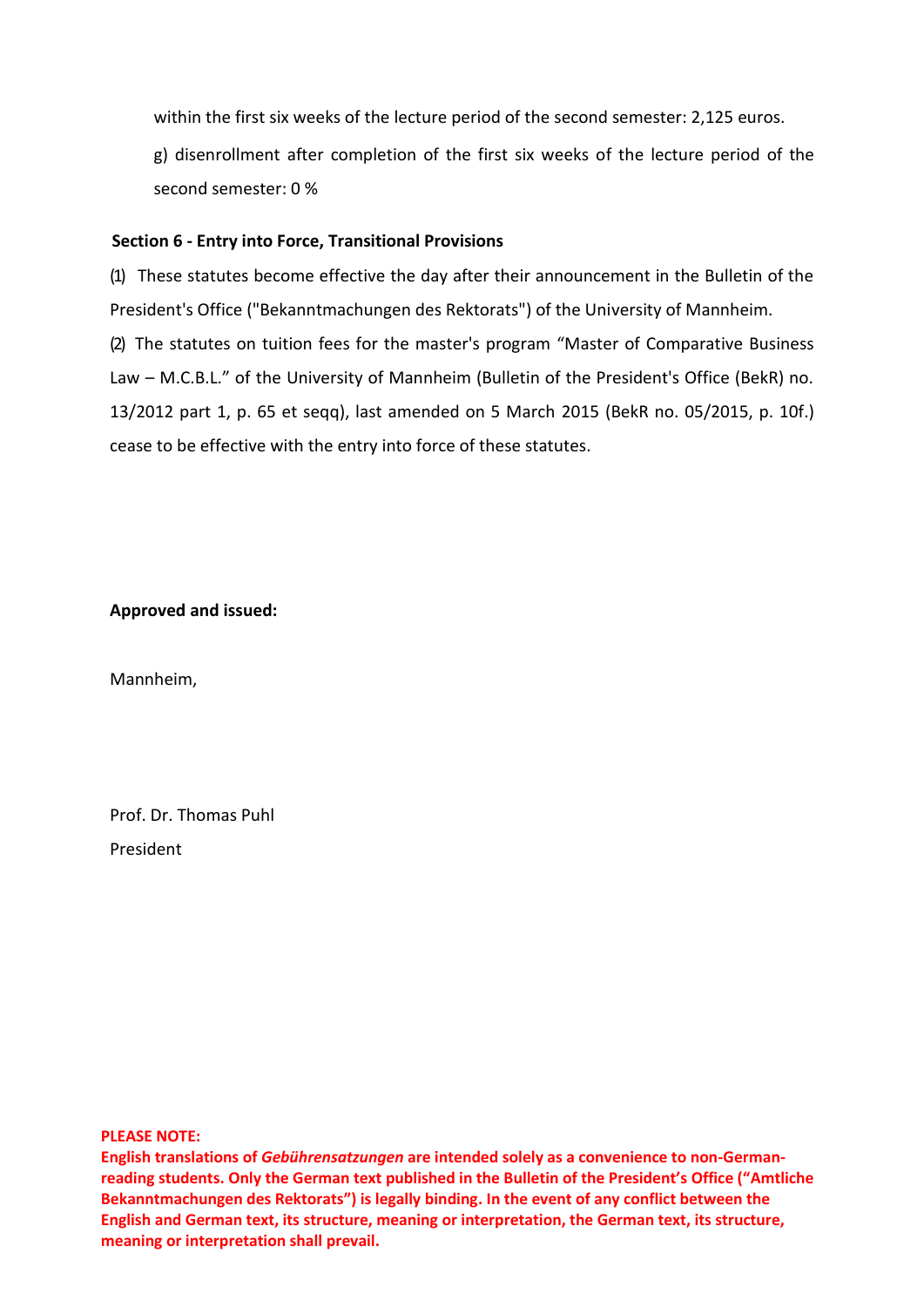within the first six weeks of the lecture period of the second semester: 2,125 euros.

g) disenrollment after completion of the first six weeks of the lecture period of the second semester: 0 %

**Section 6 - Entry into Force, Transitional Provisions**

(1) These statutes become effective the day after their announcement in the Bulletin of the President's Office ("Bekanntmachungen des Rektorats") of the University of Mannheim.

(2) The statutes on tuition fees for the master's program “Master of Comparative Business Law – M.C.B.L.” of the University of Mannheim (Bulletin of the President's Office (BekR) no. 13/2012 part 1, p. 65 et seqq), last amended on 5 March 2015 (BekR no. 05/2015, p. 10f.) cease to be effective with the entry into force of these statutes.

**Approved and issued:**

Mannheim,

Prof. Dr. Thomas Puhl
President

**PLEASE NOTE:**
**English translations of *Gebührensatzungen* are intended solely as a convenience to non-German-reading students. Only the German text published in the Bulletin of the President’s Office (“Amtliche Bekanntmachungen des Rektorats”) is legally binding. In the event of any conflict between the English and German text, its structure, meaning or interpretation, the German text, its structure, meaning or interpretation shall prevail.**